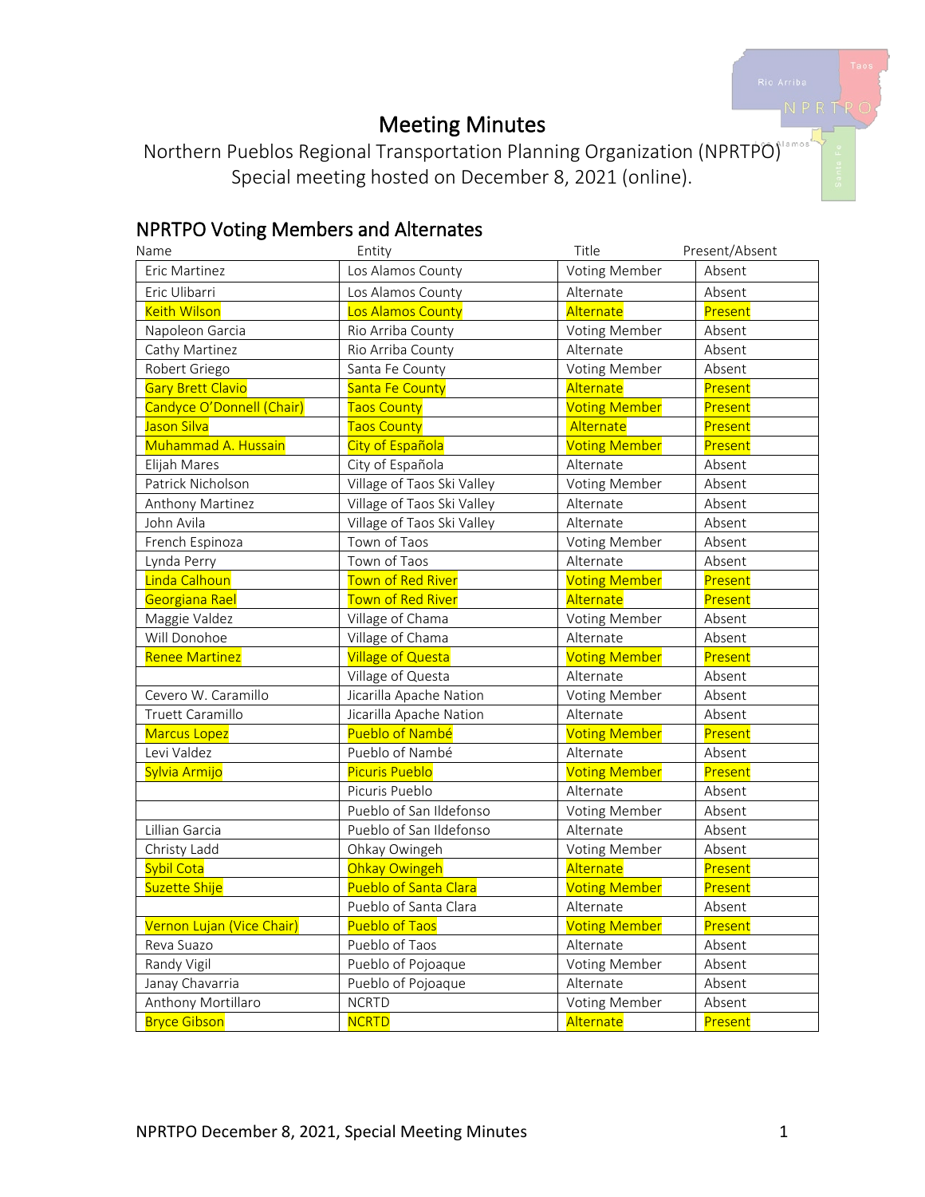# Meeting Minutes

Northern Pueblos Regional Transportation Planning Organization (NPRTPO)
Special meeting hosted on December 8, 2021 (online).

## NPRTPO Voting Members and Alternates

| Name | Entity | Title | Present/Absent |
|---|---|---|---|
| Eric Martinez | Los Alamos County | Voting Member | Absent |
| Eric Ulibarri | Los Alamos County | Alternate | Absent |
| Keith Wilson | Los Alamos County | Alternate | Present |
| Napoleon Garcia | Rio Arriba County | Voting Member | Absent |
| Cathy Martinez | Rio Arriba County | Alternate | Absent |
| Robert Griego | Santa Fe County | Voting Member | Absent |
| Gary Brett Clavio | Santa Fe County | Alternate | Present |
| Candyce O'Donnell (Chair) | Taos County | Voting Member | Present |
| Jason Silva | Taos County | Alternate | Present |
| Muhammad A. Hussain | City of Española | Voting Member | Present |
| Elijah Mares | City of Española | Alternate | Absent |
| Patrick Nicholson | Village of Taos Ski Valley | Voting Member | Absent |
| Anthony Martinez | Village of Taos Ski Valley | Alternate | Absent |
| John Avila | Village of Taos Ski Valley | Alternate | Absent |
| French Espinoza | Town of Taos | Voting Member | Absent |
| Lynda Perry | Town of Taos | Alternate | Absent |
| Linda Calhoun | Town of Red River | Voting Member | Present |
| Georgiana Rael | Town of Red River | Alternate | Present |
| Maggie Valdez | Village of Chama | Voting Member | Absent |
| Will Donohoe | Village of Chama | Alternate | Absent |
| Renee Martinez | Village of Questa | Voting Member | Present |
| | Village of Questa | Alternate | Absent |
| Cevero W. Caramillo | Jicarilla Apache Nation | Voting Member | Absent |
| Truett Caramillo | Jicarilla Apache Nation | Alternate | Absent |
| Marcus Lopez | Pueblo of Nambé | Voting Member | Present |
| Levi Valdez | Pueblo of Nambé | Alternate | Absent |
| Sylvia Armijo | Picuris Pueblo | Voting Member | Present |
| | Picuris Pueblo | Alternate | Absent |
| | Pueblo of San Ildefonso | Voting Member | Absent |
| Lillian Garcia | Pueblo of San Ildefonso | Alternate | Absent |
| Christy Ladd | Ohkay Owingeh | Voting Member | Absent |
| Sybil Cota | Ohkay Owingeh | Alternate | Present |
| Suzette Shije | Pueblo of Santa Clara | Voting Member | Present |
| | Pueblo of Santa Clara | Alternate | Absent |
| Vernon Lujan (Vice Chair) | Pueblo of Taos | Voting Member | Present |
| Reva Suazo | Pueblo of Taos | Alternate | Absent |
| Randy Vigil | Pueblo of Pojoaque | Voting Member | Absent |
| Janay Chavarria | Pueblo of Pojoaque | Alternate | Absent |
| Anthony Mortillaro | NCRTD | Voting Member | Absent |
| Bryce Gibson | NCRTD | Alternate | Present |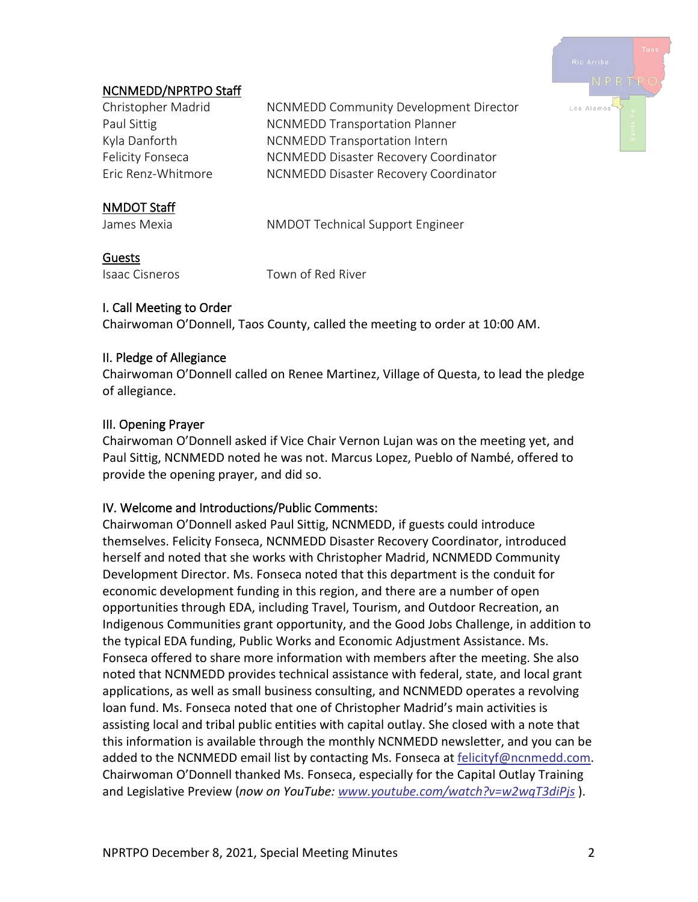NCNMEDD/NPRTPO Staff

| | |
|---|---|
| Christopher Madrid | NCNMEDD Community Development Director |
| Paul Sittig | NCNMEDD Transportation Planner |
| Kyla Danforth | NCNMEDD Transportation Intern |
| Felicity Fonseca | NCNMEDD Disaster Recovery Coordinator |
| Eric Renz-Whitmore | NCNMEDD Disaster Recovery Coordinator |

NMDOT Staff

| | |
|---|---|
| James Mexia | NMDOT Technical Support Engineer |

Guests

| | |
|---|---|
| Isaac Cisneros | Town of Red River |

## I. Call Meeting to Order

Chairwoman O'Donnell, Taos County, called the meeting to order at 10:00 AM.

## II. Pledge of Allegiance

Chairwoman O'Donnell called on Renee Martinez, Village of Questa, to lead the pledge of allegiance.

## III. Opening Prayer

Chairwoman O'Donnell asked if Vice Chair Vernon Lujan was on the meeting yet, and Paul Sittig, NCNMEDD noted he was not. Marcus Lopez, Pueblo of Nambé, offered to provide the opening prayer, and did so.

## IV. Welcome and Introductions/Public Comments:

Chairwoman O'Donnell asked Paul Sittig, NCNMEDD, if guests could introduce themselves. Felicity Fonseca, NCNMEDD Disaster Recovery Coordinator, introduced herself and noted that she works with Christopher Madrid, NCNMEDD Community Development Director. Ms. Fonseca noted that this department is the conduit for economic development funding in this region, and there are a number of open opportunities through EDA, including Travel, Tourism, and Outdoor Recreation, an Indigenous Communities grant opportunity, and the Good Jobs Challenge, in addition to the typical EDA funding, Public Works and Economic Adjustment Assistance. Ms. Fonseca offered to share more information with members after the meeting. She also noted that NCNMEDD provides technical assistance with federal, state, and local grant applications, as well as small business consulting, and NCNMEDD operates a revolving loan fund. Ms. Fonseca noted that one of Christopher Madrid's main activities is assisting local and tribal public entities with capital outlay. She closed with a note that this information is available through the monthly NCNMEDD newsletter, and you can be added to the NCNMEDD email list by contacting Ms. Fonseca at felicityf@ncnmedd.com. Chairwoman O'Donnell thanked Ms. Fonseca, especially for the Capital Outlay Training and Legislative Preview (*now on YouTube: www.youtube.com/watch?v=w2wqT3diPjs* ).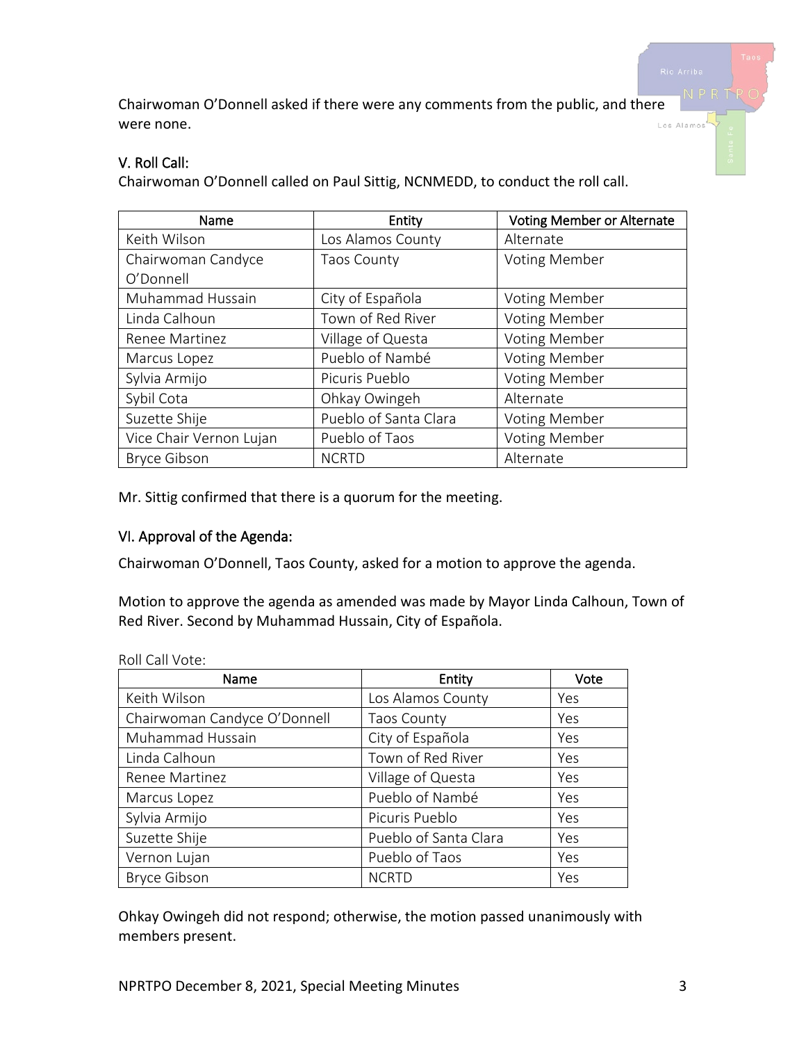Chairwoman O'Donnell asked if there were any comments from the public, and there were none.

## V. Roll Call:

Chairwoman O'Donnell called on Paul Sittig, NCNMEDD, to conduct the roll call.

| Name | Entity | Voting Member or Alternate |
|---|---|---|
| Keith Wilson | Los Alamos County | Alternate |
| Chairwoman Candyce O'Donnell | Taos County | Voting Member |
| Muhammad Hussain | City of Española | Voting Member |
| Linda Calhoun | Town of Red River | Voting Member |
| Renee Martinez | Village of Questa | Voting Member |
| Marcus Lopez | Pueblo of Nambé | Voting Member |
| Sylvia Armijo | Picuris Pueblo | Voting Member |
| Sybil Cota | Ohkay Owingeh | Alternate |
| Suzette Shije | Pueblo of Santa Clara | Voting Member |
| Vice Chair Vernon Lujan | Pueblo of Taos | Voting Member |
| Bryce Gibson | NCRTD | Alternate |

Mr. Sittig confirmed that there is a quorum for the meeting.

## VI. Approval of the Agenda:

Chairwoman O'Donnell, Taos County, asked for a motion to approve the agenda.

Motion to approve the agenda as amended was made by Mayor Linda Calhoun, Town of Red River. Second by Muhammad Hussain, City of Española.

Roll Call Vote:

| Name | Entity | Vote |
|---|---|---|
| Keith Wilson | Los Alamos County | Yes |
| Chairwoman Candyce O'Donnell | Taos County | Yes |
| Muhammad Hussain | City of Española | Yes |
| Linda Calhoun | Town of Red River | Yes |
| Renee Martinez | Village of Questa | Yes |
| Marcus Lopez | Pueblo of Nambé | Yes |
| Sylvia Armijo | Picuris Pueblo | Yes |
| Suzette Shije | Pueblo of Santa Clara | Yes |
| Vernon Lujan | Pueblo of Taos | Yes |
| Bryce Gibson | NCRTD | Yes |

Ohkay Owingeh did not respond; otherwise, the motion passed unanimously with members present.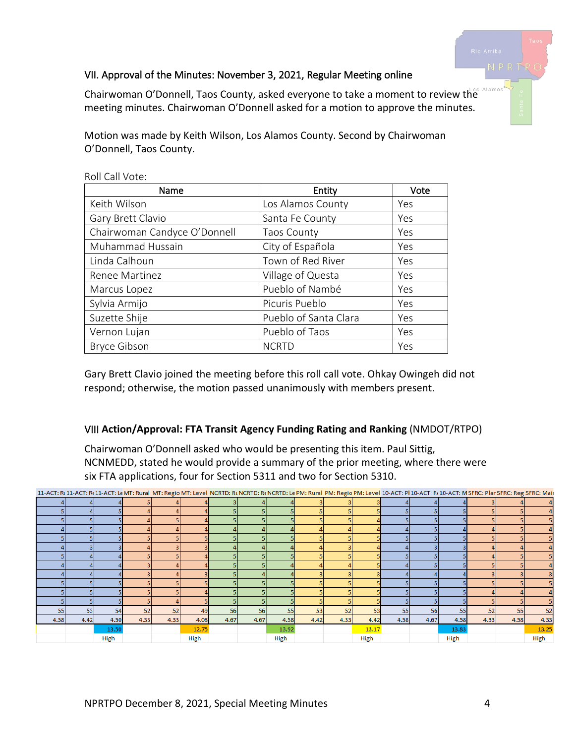## VII. Approval of the Minutes: November 3, 2021, Regular Meeting online

Chairwoman O'Donnell, Taos County, asked everyone to take a moment to review the meeting minutes. Chairwoman O'Donnell asked for a motion to approve the minutes.

Motion was made by Keith Wilson, Los Alamos County. Second by Chairwoman O'Donnell, Taos County.

Roll Call Vote:

| Name | Entity | Vote |
|---|---|---|
| Keith Wilson | Los Alamos County | Yes |
| Gary Brett Clavio | Santa Fe County | Yes |
| Chairwoman Candyce O'Donnell | Taos County | Yes |
| Muhammad Hussain | City of Española | Yes |
| Linda Calhoun | Town of Red River | Yes |
| Renee Martinez | Village of Questa | Yes |
| Marcus Lopez | Pueblo of Nambé | Yes |
| Sylvia Armijo | Picuris Pueblo | Yes |
| Suzette Shije | Pueblo of Santa Clara | Yes |
| Vernon Lujan | Pueblo of Taos | Yes |
| Bryce Gibson | NCRTD | Yes |

Gary Brett Clavio joined the meeting before this roll call vote. Ohkay Owingeh did not respond; otherwise, the motion passed unanimously with members present.

## VIII **Action/Approval: FTA Transit Agency Funding Rating and Ranking** (NMDOT/RTPO)

Chairwoman O'Donnell asked who would be presenting this item. Paul Sittig, NCNMEDD, stated he would provide a summary of the prior meeting, where there were six FTA applications, four for Section 5311 and two for Section 5310.

| 11-ACT: R | 11-ACT: R | 11-ACT: Le | MT: Rural | MT: Regio | MT: Level | NCRTD: R | NCRTD: Re | NCRTD: Le | PM: Rural | PM: Regio | PM: Level | 10-ACT: Pl | 10-ACT: R | 10-ACT: M | SFRC: Plar | SFRC: Reg | SFRC: Mai |
|---|---|---|---|---|---|---|---|---|---|---|---|---|---|---|---|---|---|
| 4 | 4 | 4 | 5 | 4 | 4 | 3 | 4 | 4 | 3 | 3 | 3 | 4 | 4 | 4 | 3 | 4 | 4 |
| 5 | 4 | 5 | 4 | 4 | 4 | 5 | 5 | 5 | 5 | 5 | 5 | 5 | 5 | 5 | 5 | 5 | 4 |
| 5 | 5 | 5 | 4 | 5 | 4 | 5 | 5 | 5 | 5 | 5 | 4 | 5 | 5 | 5 | 5 | 5 | 5 |
| 4 | 5 | 5 | 4 | 4 | 4 | 4 | 4 | 4 | 4 | 4 | 4 | 4 | 5 | 4 | 4 | 5 | 4 |
| 5 | 5 | 5 | 5 | 5 | 5 | 5 | 5 | 5 | 5 | 5 | 5 | 5 | 5 | 5 | 5 | 5 | 5 |
| 4 | 3 | 3 | 4 | 3 | 3 | 4 | 4 | 4 | 4 | 3 | 4 | 4 | 3 | 3 | 4 | 4 | 4 |
| 5 | 4 | 4 | 5 | 5 | 4 | 5 | 5 | 5 | 5 | 5 | 5 | 5 | 5 | 5 | 4 | 5 | 5 |
| 4 | 4 | 4 | 3 | 4 | 4 | 5 | 5 | 4 | 4 | 4 | 5 | 4 | 5 | 5 | 5 | 5 | 4 |
| 4 | 4 | 4 | 3 | 4 | 3 | 5 | 4 | 4 | 3 | 3 | 3 | 4 | 4 | 4 | 3 | 3 | 3 |
| 5 | 5 | 5 | 5 | 5 | 5 | 5 | 5 | 5 | 5 | 5 | 5 | 5 | 5 | 5 | 5 | 5 | 5 |
| 5 | 5 | 5 | 5 | 5 | 4 | 5 | 5 | 5 | 5 | 5 | 5 | 5 | 5 | 5 | 4 | 4 | 4 |
| 5 | 5 | 5 | 5 | 4 | 5 | 5 | 5 | 5 | 5 | 5 | 5 | 5 | 5 | 5 | 5 | 5 | 5 |
| 55 | 53 | 54 | 52 | 52 | 49 | 56 | 56 | 55 | 53 | 52 | 53 | 55 | 56 | 55 | 52 | 55 | 52 |
| 4.58 | 4.42 | 4.50 | 4.33 | 4.33 | 4.08 | 4.67 | 4.67 | 4.58 | 4.42 | 4.33 | 4.42 | 4.58 | 4.67 | 4.58 | 4.33 | 4.58 | 4.33 |
| | | 13.50 | | | 12.75 | | | 13.92 | | | 13.17 | | | 13.83 | | | 13.25 |
| | | High | | | High | | | High | | | High | | | High | | | High |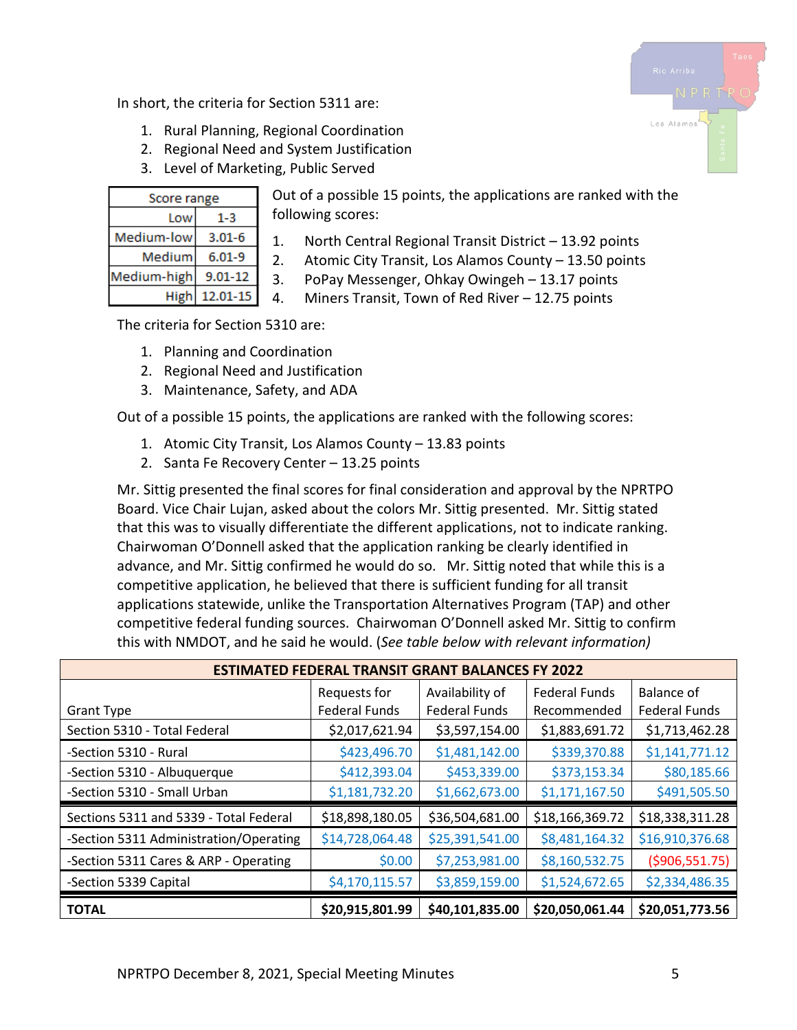In short, the criteria for Section 5311 are:

1. Rural Planning, Regional Coordination
2. Regional Need and System Justification
3. Level of Marketing, Public Served

| Score range | |
|---|---|
| Low | 1-3 |
| Medium-low | 3.01-6 |
| Medium | 6.01-9 |
| Medium-high | 9.01-12 |
| High | 12.01-15 |

Out of a possible 15 points, the applications are ranked with the following scores:

1. North Central Regional Transit District – 13.92 points
2. Atomic City Transit, Los Alamos County – 13.50 points
3. PoPay Messenger, Ohkay Owingeh – 13.17 points
4. Miners Transit, Town of Red River – 12.75 points

The criteria for Section 5310 are:

1. Planning and Coordination
2. Regional Need and Justification
3. Maintenance, Safety, and ADA

Out of a possible 15 points, the applications are ranked with the following scores:

1. Atomic City Transit, Los Alamos County – 13.83 points
2. Santa Fe Recovery Center – 13.25 points

Mr. Sittig presented the final scores for final consideration and approval by the NPRTPO Board. Vice Chair Lujan, asked about the colors Mr. Sittig presented. Mr. Sittig stated that this was to visually differentiate the different applications, not to indicate ranking. Chairwoman O'Donnell asked that the application ranking be clearly identified in advance, and Mr. Sittig confirmed he would do so. Mr. Sittig noted that while this is a competitive application, he believed that there is sufficient funding for all transit applications statewide, unlike the Transportation Alternatives Program (TAP) and other competitive federal funding sources. Chairwoman O'Donnell asked Mr. Sittig to confirm this with NMDOT, and he said he would. (*See table below with relevant information)*

| **ESTIMATED FEDERAL TRANSIT GRANT BALANCES FY 2022** | | | | |
|---|---|---|---|---|
| Grant Type | Requests for Federal Funds | Availability of Federal Funds | Federal Funds Recommended | Balance of Federal Funds |
| Section 5310 - Total Federal | $2,017,621.94 | $3,597,154.00 | $1,883,691.72 | $1,713,462.28 |
| -Section 5310 - Rural | $423,496.70 | $1,481,142.00 | $339,370.88 | $1,141,771.12 |
| -Section 5310 - Albuquerque | $412,393.04 | $453,339.00 | $373,153.34 | $80,185.66 |
| -Section 5310 - Small Urban | $1,181,732.20 | $1,662,673.00 | $1,171,167.50 | $491,505.50 |
| Sections 5311 and 5339 - Total Federal | $18,898,180.05 | $36,504,681.00 | $18,166,369.72 | $18,338,311.28 |
| -Section 5311 Administration/Operating | $14,728,064.48 | $25,391,541.00 | $8,481,164.32 | $16,910,376.68 |
| -Section 5311 Cares & ARP - Operating | $0.00 | $7,253,981.00 | $8,160,532.75 | ($906,551.75) |
| -Section 5339 Capital | $4,170,115.57 | $3,859,159.00 | $1,524,672.65 | $2,334,486.35 |
| **TOTAL** | **$20,915,801.99** | **$40,101,835.00** | **$20,050,061.44** | **$20,051,773.56** |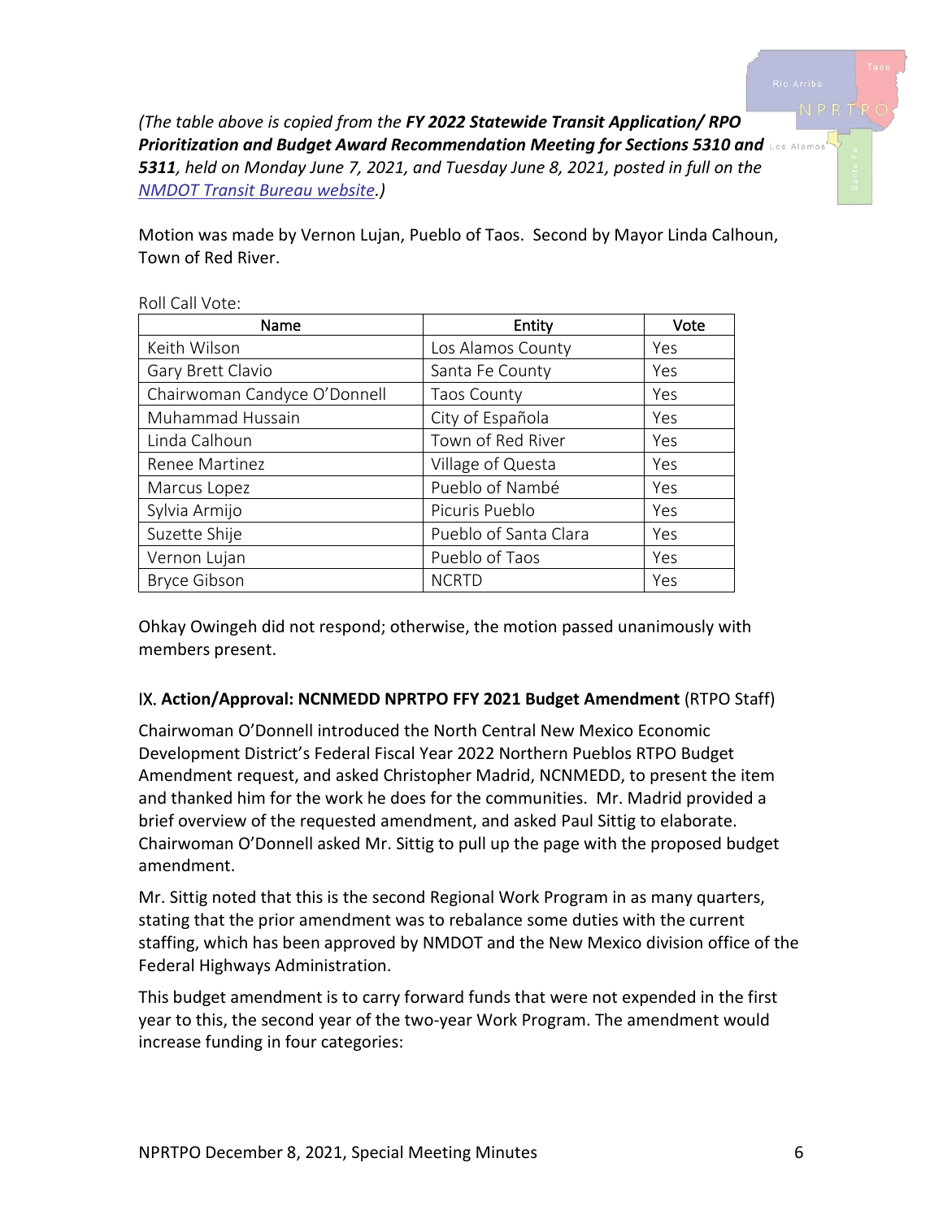*(The table above is copied from the **FY 2022 Statewide Transit Application/ RPO Prioritization and Budget Award Recommendation Meeting for Sections 5310 and 5311**, held on Monday June 7, 2021, and Tuesday June 8, 2021, posted in full on the NMDOT Transit Bureau website.)*

Motion was made by Vernon Lujan, Pueblo of Taos. Second by Mayor Linda Calhoun, Town of Red River.

Roll Call Vote:

| Name | Entity | Vote |
|---|---|---|
| Keith Wilson | Los Alamos County | Yes |
| Gary Brett Clavio | Santa Fe County | Yes |
| Chairwoman Candyce O'Donnell | Taos County | Yes |
| Muhammad Hussain | City of Española | Yes |
| Linda Calhoun | Town of Red River | Yes |
| Renee Martinez | Village of Questa | Yes |
| Marcus Lopez | Pueblo of Nambé | Yes |
| Sylvia Armijo | Picuris Pueblo | Yes |
| Suzette Shije | Pueblo of Santa Clara | Yes |
| Vernon Lujan | Pueblo of Taos | Yes |
| Bryce Gibson | NCRTD | Yes |

Ohkay Owingeh did not respond; otherwise, the motion passed unanimously with members present.

### IX. **Action/Approval: NCNMEDD NPRTPO FFY 2021 Budget Amendment** (RTPO Staff)

Chairwoman O'Donnell introduced the North Central New Mexico Economic Development District's Federal Fiscal Year 2022 Northern Pueblos RTPO Budget Amendment request, and asked Christopher Madrid, NCNMEDD, to present the item and thanked him for the work he does for the communities. Mr. Madrid provided a brief overview of the requested amendment, and asked Paul Sittig to elaborate. Chairwoman O'Donnell asked Mr. Sittig to pull up the page with the proposed budget amendment.

Mr. Sittig noted that this is the second Regional Work Program in as many quarters, stating that the prior amendment was to rebalance some duties with the current staffing, which has been approved by NMDOT and the New Mexico division office of the Federal Highways Administration.

This budget amendment is to carry forward funds that were not expended in the first year to this, the second year of the two-year Work Program. The amendment would increase funding in four categories: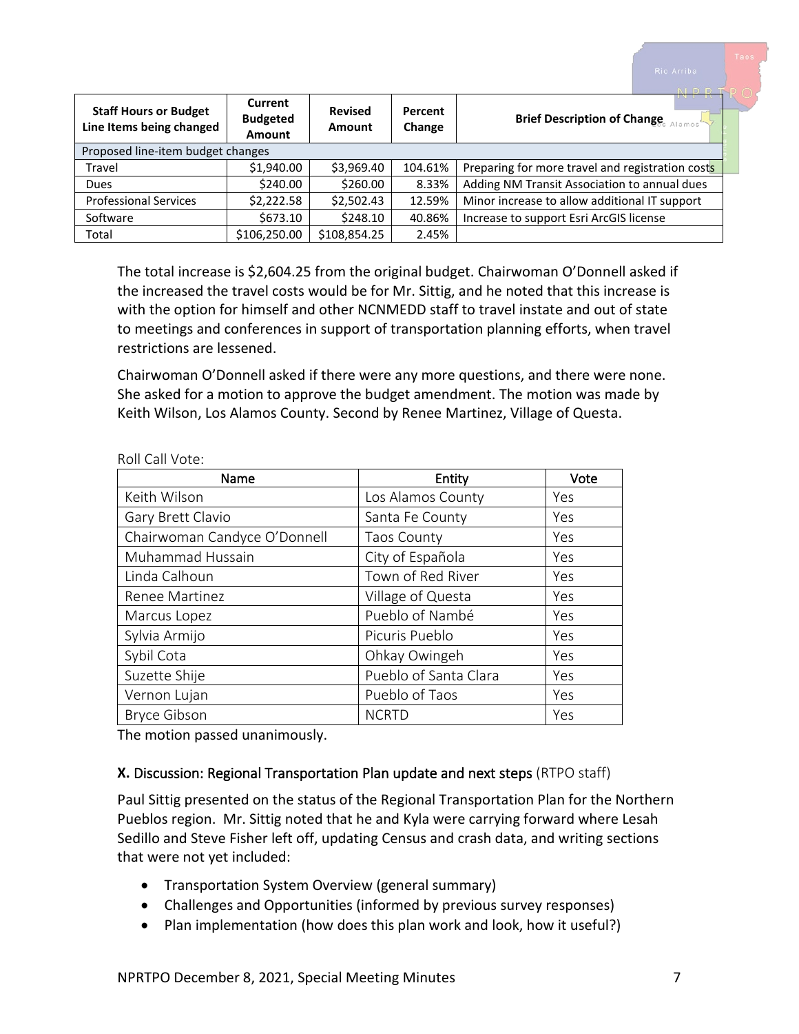| Staff Hours or Budget Line Items being changed | Current Budgeted Amount | Revised Amount | Percent Change | Brief Description of Change |
|---|---|---|---|---|
| Proposed line-item budget changes | | | | |
| Travel | $1,940.00 | $3,969.40 | 104.61% | Preparing for more travel and registration costs |
| Dues | $240.00 | $260.00 | 8.33% | Adding NM Transit Association to annual dues |
| Professional Services | $2,222.58 | $2,502.43 | 12.59% | Minor increase to allow additional IT support |
| Software | $673.10 | $248.10 | 40.86% | Increase to support Esri ArcGIS license |
| Total | $106,250.00 | $108,854.25 | 2.45% | |

The total increase is $2,604.25 from the original budget. Chairwoman O'Donnell asked if the increased the travel costs would be for Mr. Sittig, and he noted that this increase is with the option for himself and other NCNMEDD staff to travel instate and out of state to meetings and conferences in support of transportation planning efforts, when travel restrictions are lessened.

Chairwoman O'Donnell asked if there were any more questions, and there were none. She asked for a motion to approve the budget amendment. The motion was made by Keith Wilson, Los Alamos County. Second by Renee Martinez, Village of Questa.

Roll Call Vote:

| Name | Entity | Vote |
|---|---|---|
| Keith Wilson | Los Alamos County | Yes |
| Gary Brett Clavio | Santa Fe County | Yes |
| Chairwoman Candyce O'Donnell | Taos County | Yes |
| Muhammad Hussain | City of Española | Yes |
| Linda Calhoun | Town of Red River | Yes |
| Renee Martinez | Village of Questa | Yes |
| Marcus Lopez | Pueblo of Nambé | Yes |
| Sylvia Armijo | Picuris Pueblo | Yes |
| Sybil Cota | Ohkay Owingeh | Yes |
| Suzette Shije | Pueblo of Santa Clara | Yes |
| Vernon Lujan | Pueblo of Taos | Yes |
| Bryce Gibson | NCRTD | Yes |

The motion passed unanimously.

### **X.** Discussion: Regional Transportation Plan update and next steps (RTPO staff)

Paul Sittig presented on the status of the Regional Transportation Plan for the Northern Pueblos region. Mr. Sittig noted that he and Kyla were carrying forward where Lesah Sedillo and Steve Fisher left off, updating Census and crash data, and writing sections that were not yet included:

- Transportation System Overview (general summary)
- Challenges and Opportunities (informed by previous survey responses)
- Plan implementation (how does this plan work and look, how it useful?)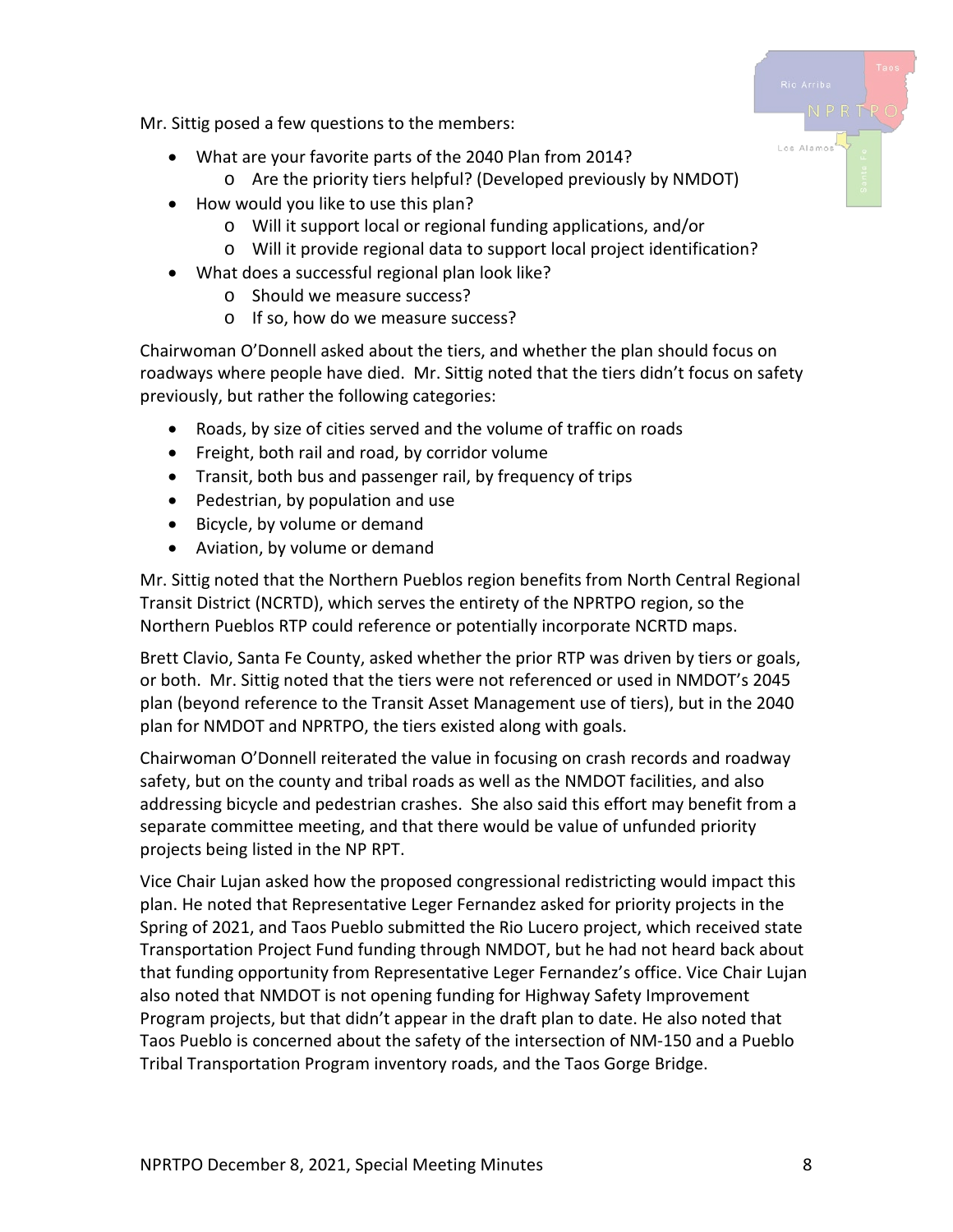Mr. Sittig posed a few questions to the members:

- What are your favorite parts of the 2040 Plan from 2014?
    - Are the priority tiers helpful? (Developed previously by NMDOT)
- How would you like to use this plan?
    - Will it support local or regional funding applications, and/or
    - Will it provide regional data to support local project identification?
- What does a successful regional plan look like?
    - Should we measure success?
    - If so, how do we measure success?

Chairwoman O'Donnell asked about the tiers, and whether the plan should focus on roadways where people have died. Mr. Sittig noted that the tiers didn't focus on safety previously, but rather the following categories:

- Roads, by size of cities served and the volume of traffic on roads
- Freight, both rail and road, by corridor volume
- Transit, both bus and passenger rail, by frequency of trips
- Pedestrian, by population and use
- Bicycle, by volume or demand
- Aviation, by volume or demand

Mr. Sittig noted that the Northern Pueblos region benefits from North Central Regional Transit District (NCRTD), which serves the entirety of the NPRTPO region, so the Northern Pueblos RTP could reference or potentially incorporate NCRTD maps.

Brett Clavio, Santa Fe County, asked whether the prior RTP was driven by tiers or goals, or both. Mr. Sittig noted that the tiers were not referenced or used in NMDOT's 2045 plan (beyond reference to the Transit Asset Management use of tiers), but in the 2040 plan for NMDOT and NPRTPO, the tiers existed along with goals.

Chairwoman O'Donnell reiterated the value in focusing on crash records and roadway safety, but on the county and tribal roads as well as the NMDOT facilities, and also addressing bicycle and pedestrian crashes. She also said this effort may benefit from a separate committee meeting, and that there would be value of unfunded priority projects being listed in the NP RPT.

Vice Chair Lujan asked how the proposed congressional redistricting would impact this plan. He noted that Representative Leger Fernandez asked for priority projects in the Spring of 2021, and Taos Pueblo submitted the Rio Lucero project, which received state Transportation Project Fund funding through NMDOT, but he had not heard back about that funding opportunity from Representative Leger Fernandez's office. Vice Chair Lujan also noted that NMDOT is not opening funding for Highway Safety Improvement Program projects, but that didn't appear in the draft plan to date. He also noted that Taos Pueblo is concerned about the safety of the intersection of NM-150 and a Pueblo Tribal Transportation Program inventory roads, and the Taos Gorge Bridge.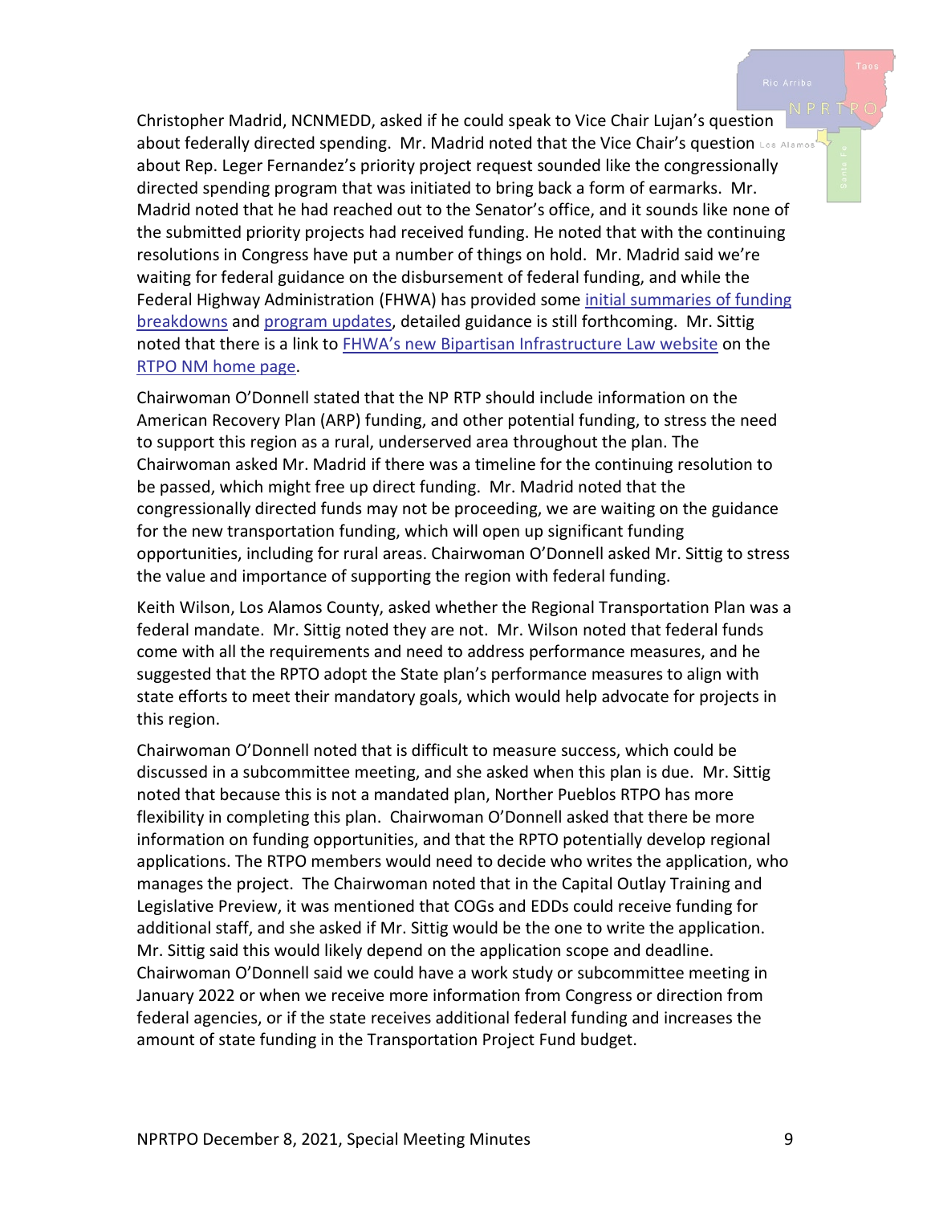Christopher Madrid, NCNMEDD, asked if he could speak to Vice Chair Lujan's question about federally directed spending. Mr. Madrid noted that the Vice Chair's question about Rep. Leger Fernandez's priority project request sounded like the congressionally directed spending program that was initiated to bring back a form of earmarks. Mr. Madrid noted that he had reached out to the Senator's office, and it sounds like none of the submitted priority projects had received funding. He noted that with the continuing resolutions in Congress have put a number of things on hold. Mr. Madrid said we're waiting for federal guidance on the disbursement of federal funding, and while the Federal Highway Administration (FHWA) has provided some [initial summaries of funding breakdowns] and [program updates], detailed guidance is still forthcoming. Mr. Sittig noted that there is a link to [FHWA's new Bipartisan Infrastructure Law website] on the [RTPO NM home page].

Chairwoman O'Donnell stated that the NP RTP should include information on the American Recovery Plan (ARP) funding, and other potential funding, to stress the need to support this region as a rural, underserved area throughout the plan. The Chairwoman asked Mr. Madrid if there was a timeline for the continuing resolution to be passed, which might free up direct funding. Mr. Madrid noted that the congressionally directed funds may not be proceeding, we are waiting on the guidance for the new transportation funding, which will open up significant funding opportunities, including for rural areas. Chairwoman O'Donnell asked Mr. Sittig to stress the value and importance of supporting the region with federal funding.

Keith Wilson, Los Alamos County, asked whether the Regional Transportation Plan was a federal mandate. Mr. Sittig noted they are not. Mr. Wilson noted that federal funds come with all the requirements and need to address performance measures, and he suggested that the RPTO adopt the State plan's performance measures to align with state efforts to meet their mandatory goals, which would help advocate for projects in this region.

Chairwoman O'Donnell noted that is difficult to measure success, which could be discussed in a subcommittee meeting, and she asked when this plan is due. Mr. Sittig noted that because this is not a mandated plan, Norther Pueblos RTPO has more flexibility in completing this plan. Chairwoman O'Donnell asked that there be more information on funding opportunities, and that the RPTO potentially develop regional applications. The RTPO members would need to decide who writes the application, who manages the project. The Chairwoman noted that in the Capital Outlay Training and Legislative Preview, it was mentioned that COGs and EDDs could receive funding for additional staff, and she asked if Mr. Sittig would be the one to write the application. Mr. Sittig said this would likely depend on the application scope and deadline. Chairwoman O'Donnell said we could have a work study or subcommittee meeting in January 2022 or when we receive more information from Congress or direction from federal agencies, or if the state receives additional federal funding and increases the amount of state funding in the Transportation Project Fund budget.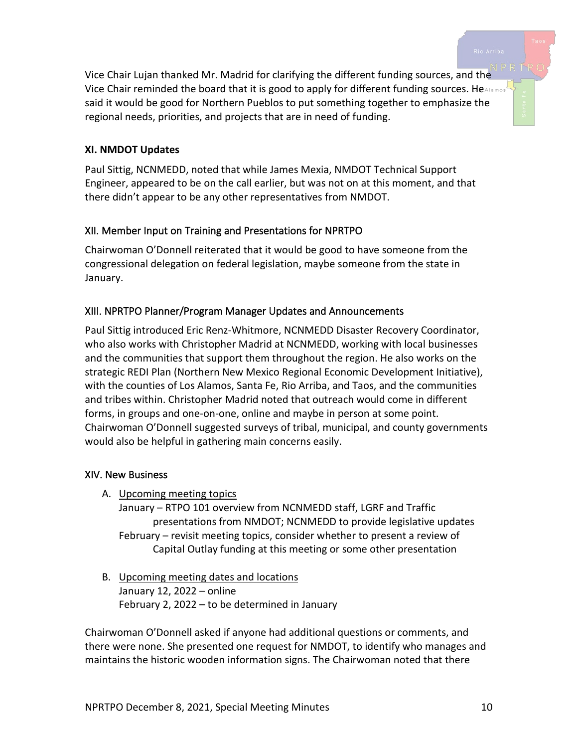Vice Chair Lujan thanked Mr. Madrid for clarifying the different funding sources, and the Vice Chair reminded the board that it is good to apply for different funding sources. He said it would be good for Northern Pueblos to put something together to emphasize the regional needs, priorities, and projects that are in need of funding.

### XI. NMDOT Updates

Paul Sittig, NCNMEDD, noted that while James Mexia, NMDOT Technical Support Engineer, appeared to be on the call earlier, but was not on at this moment, and that there didn't appear to be any other representatives from NMDOT.

### XII. Member Input on Training and Presentations for NPRTPO

Chairwoman O'Donnell reiterated that it would be good to have someone from the congressional delegation on federal legislation, maybe someone from the state in January.

### XIII. NPRTPO Planner/Program Manager Updates and Announcements

Paul Sittig introduced Eric Renz-Whitmore, NCNMEDD Disaster Recovery Coordinator, who also works with Christopher Madrid at NCNMEDD, working with local businesses and the communities that support them throughout the region. He also works on the strategic REDI Plan (Northern New Mexico Regional Economic Development Initiative), with the counties of Los Alamos, Santa Fe, Rio Arriba, and Taos, and the communities and tribes within. Christopher Madrid noted that outreach would come in different forms, in groups and one-on-one, online and maybe in person at some point. Chairwoman O'Donnell suggested surveys of tribal, municipal, and county governments would also be helpful in gathering main concerns easily.

### XIV. New Business

A. Upcoming meeting topics
   January – RTPO 101 overview from NCNMEDD staff, LGRF and Traffic presentations from NMDOT; NCNMEDD to provide legislative updates
   February – revisit meeting topics, consider whether to present a review of Capital Outlay funding at this meeting or some other presentation

B. Upcoming meeting dates and locations
   January 12, 2022 – online
   February 2, 2022 – to be determined in January

Chairwoman O'Donnell asked if anyone had additional questions or comments, and there were none. She presented one request for NMDOT, to identify who manages and maintains the historic wooden information signs. The Chairwoman noted that there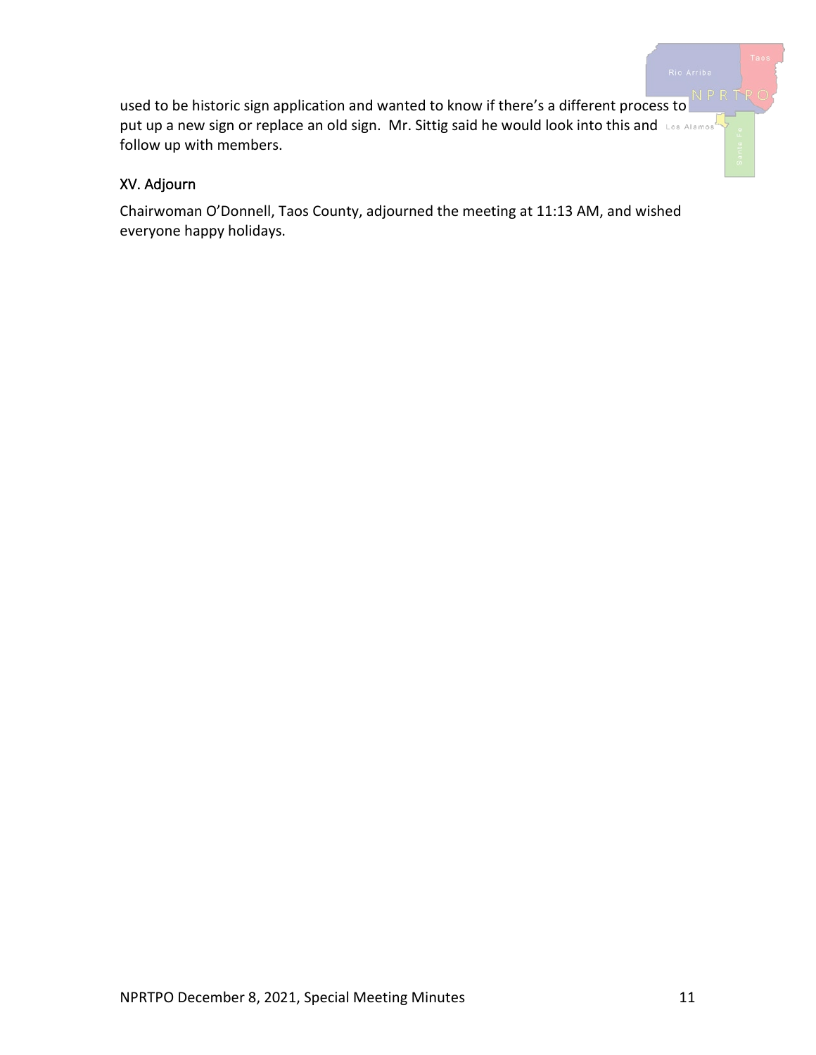used to be historic sign application and wanted to know if there's a different process to put up a new sign or replace an old sign. Mr. Sittig said he would look into this and follow up with members.

## XV. Adjourn

Chairwoman O'Donnell, Taos County, adjourned the meeting at 11:13 AM, and wished everyone happy holidays.